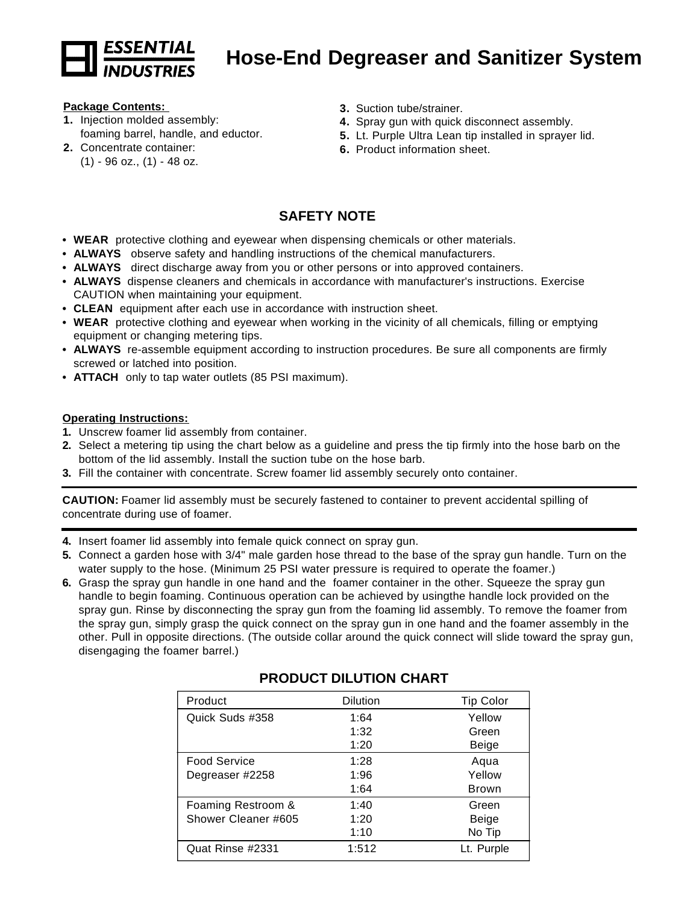# Hose-End Degreaser and Sanitizer System

**Package Contents:**

1. Injection molded assembly: foaming barrel, handle, and eductor.
2. Concentrate container: (1) - 96 oz., (1) - 48 oz.
3. Suction tube/strainer.
4. Spray gun with quick disconnect assembly.
5. Lt. Purple Ultra Lean tip installed in sprayer lid.
6. Product information sheet.

## SAFETY NOTE

- **WEAR** protective clothing and eyewear when dispensing chemicals or other materials.
- **ALWAYS** observe safety and handling instructions of the chemical manufacturers.
- **ALWAYS** direct discharge away from you or other persons or into approved containers.
- **ALWAYS** dispense cleaners and chemicals in accordance with manufacturer's instructions. Exercise CAUTION when maintaining your equipment.
- **CLEAN** equipment after each use in accordance with instruction sheet.
- **WEAR** protective clothing and eyewear when working in the vicinity of all chemicals, filling or emptying equipment or changing metering tips.
- **ALWAYS** re-assemble equipment according to instruction procedures. Be sure all components are firmly screwed or latched into position.
- **ATTACH** only to tap water outlets (85 PSI maximum).

**Operating Instructions:**

1. Unscrew foamer lid assembly from container.
2. Select a metering tip using the chart below as a guideline and press the tip firmly into the hose barb on the bottom of the lid assembly. Install the suction tube on the hose barb.
3. Fill the container with concentrate. Screw foamer lid assembly securely onto container.

---

**CAUTION:** Foamer lid assembly must be securely fastened to container to prevent accidental spilling of concentrate during use of foamer.

---

4. Insert foamer lid assembly into female quick connect on spray gun.
5. Connect a garden hose with 3/4" male garden hose thread to the base of the spray gun handle. Turn on the water supply to the hose. (Minimum 25 PSI water pressure is required to operate the foamer.)
6. Grasp the spray gun handle in one hand and the foamer container in the other. Squeeze the spray gun handle to begin foaming. Continuous operation can be achieved by usingthe handle lock provided on the spray gun. Rinse by disconnecting the spray gun from the foaming lid assembly. To remove the foamer from the spray gun, simply grasp the quick connect on the spray gun in one hand and the foamer assembly in the other. Pull in opposite directions. (The outside collar around the quick connect will slide toward the spray gun, disengaging the foamer barrel.)

## PRODUCT DILUTION CHART

| Product | Dilution | Tip Color |
|---|---|---|
| Quick Suds #358 | 1:64 | Yellow |
| | 1:32 | Green |
| | 1:20 | Beige |
| Food Service | 1:28 | Aqua |
| Degreaser #2258 | 1:96 | Yellow |
| | 1:64 | Brown |
| Foaming Restroom & | 1:40 | Green |
| Shower Cleaner #605 | 1:20 | Beige |
| | 1:10 | No Tip |
| Quat Rinse #2331 | 1:512 | Lt. Purple |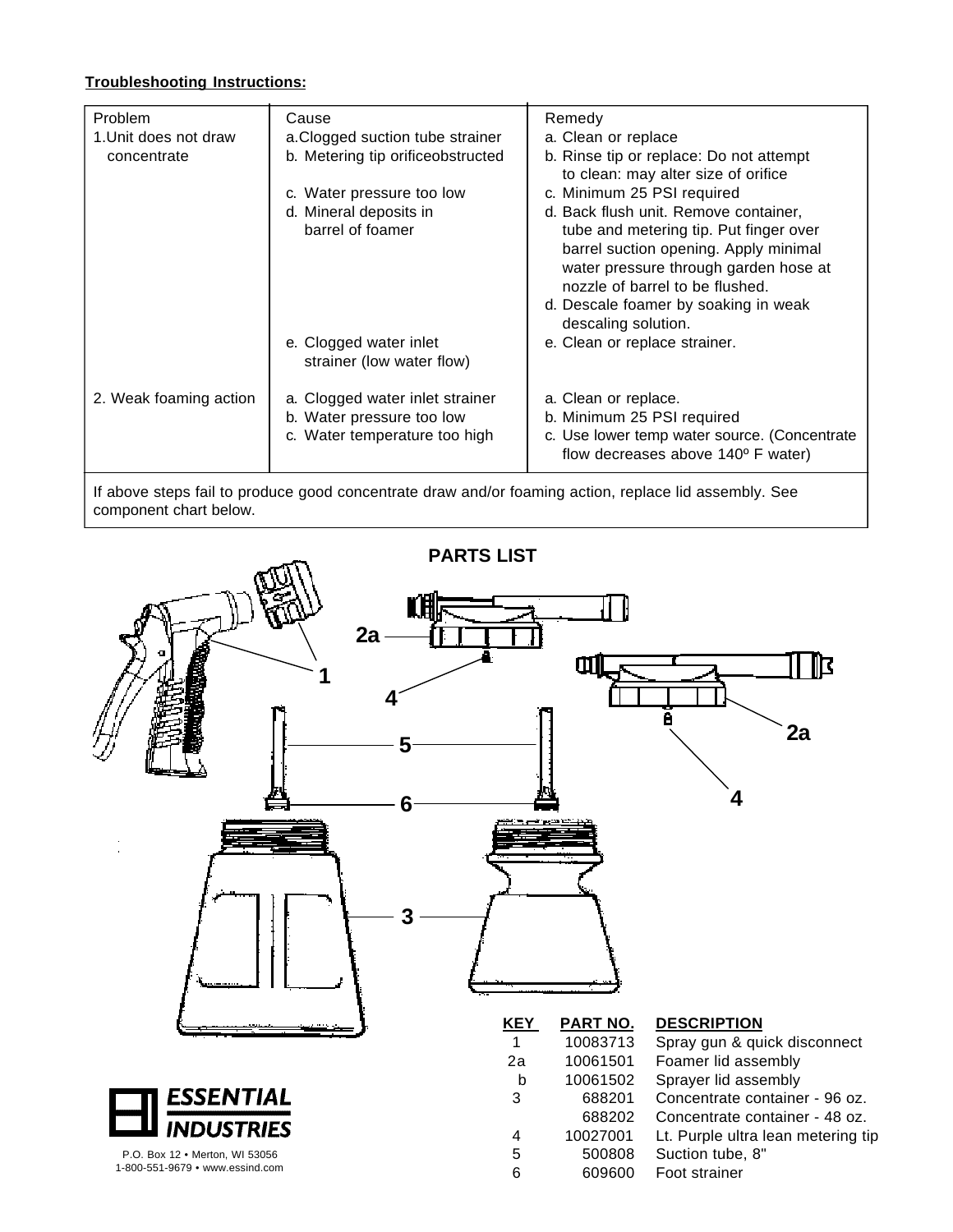**Troubleshooting Instructions:**

| Problem | Cause | Remedy |
|---|---|---|
| 1.Unit does not draw concentrate | a.Clogged suction tube strainer | a. Clean or replace |
| | b. Metering tip orificeobstructed | b. Rinse tip or replace: Do not attempt to clean: may alter size of orifice |
| | c. Water pressure too low | c. Minimum 25 PSI required |
| | d. Mineral deposits in barrel of foamer | d. Back flush unit. Remove container, tube and metering tip. Put finger over barrel suction opening. Apply minimal water pressure through garden hose at nozzle of barrel to be flushed. |
| | | d. Descale foamer by soaking in weak descaling solution. |
| | e. Clogged water inlet strainer (low water flow) | e. Clean or replace strainer. |
| 2. Weak foaming action | a. Clogged water inlet strainer | a. Clean or replace. |
| | b. Water pressure too low | b. Minimum 25 PSI required |
| | c. Water temperature too high | c. Use lower temp water source. (Concentrate flow decreases above 140º F water) |

If above steps fail to produce good concentrate draw and/or foaming action, replace lid assembly. See component chart below.

## PARTS LIST

2a

1

4

5

2a

6

4

3

| KEY | PART NO. | DESCRIPTION |
|---|---|---|
| 1 | 10083713 | Spray gun & quick disconnect |
| 2a | 10061501 | Foamer lid assembly |
| b | 10061502 | Sprayer lid assembly |
| 3 | 688201 | Concentrate container - 96 oz. |
| | 688202 | Concentrate container - 48 oz. |
| 4 | 10027001 | Lt. Purple ultra lean metering tip |
| 5 | 500808 | Suction tube, 8" |
| 6 | 609600 | Foot strainer |

ESSENTIAL INDUSTRIES

P.O. Box 12 • Merton, WI 53056
1-800-551-9679 • www.essind.com